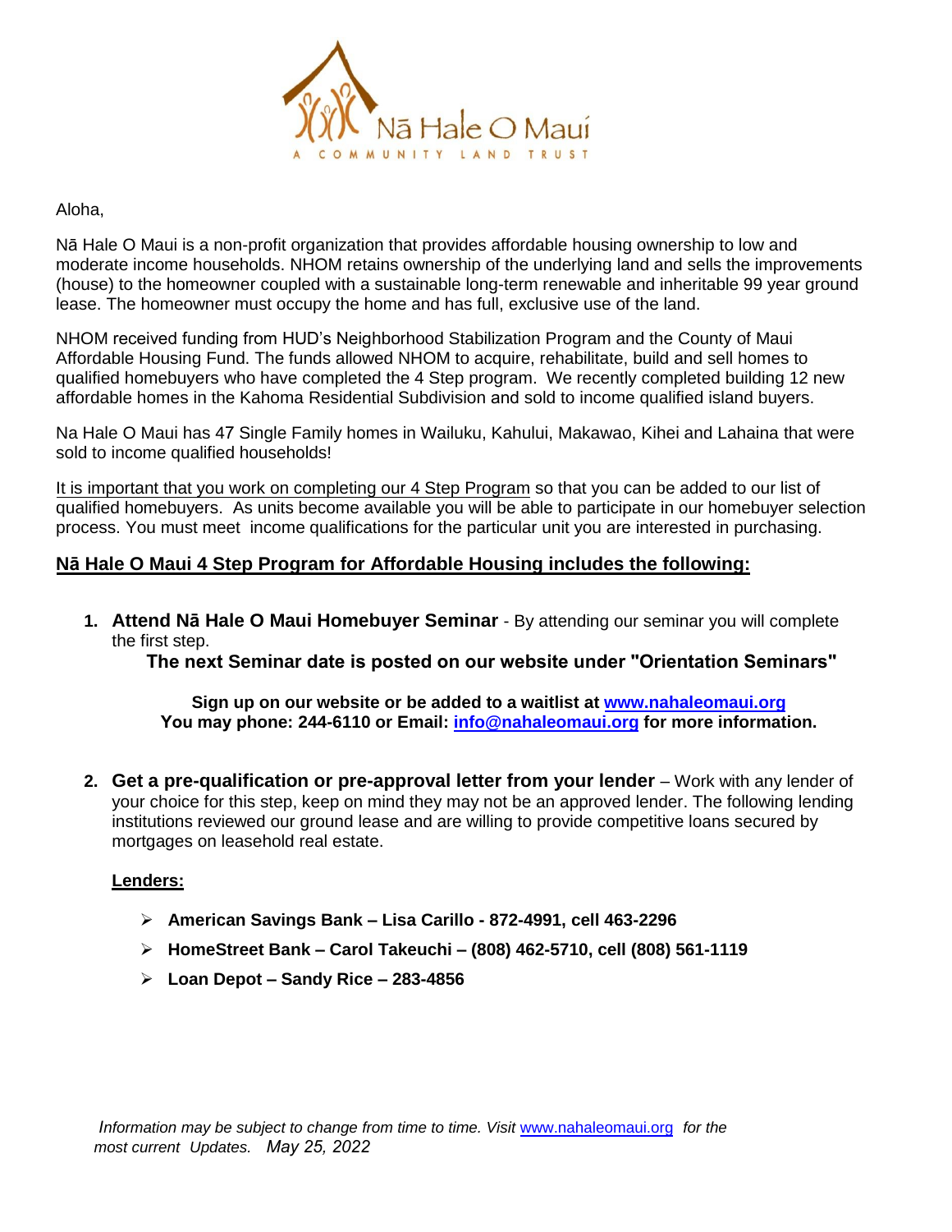Nā Hale O Maui

A COMMUNITY LAND TRUST

Aloha,

Nā Hale O Maui is a non-profit organization that provides affordable housing ownership to low and moderate income households. NHOM retains ownership of the underlying land and sells the improvements (house) to the homeowner coupled with a sustainable long-term renewable and inheritable 99 year ground lease. The homeowner must occupy the home and has full, exclusive use of the land.

NHOM received funding from HUD's Neighborhood Stabilization Program and the County of Maui Affordable Housing Fund. The funds allowed NHOM to acquire, rehabilitate, build and sell homes to qualified homebuyers who have completed the 4 Step program. We recently completed building 12 new affordable homes in the Kahoma Residential Subdivision and sold to income qualified island buyers.

Na Hale O Maui has 47 Single Family homes in Wailuku, Kahului, Makawao, Kihei and Lahaina that were sold to income qualified households!

<u>It is important that you work on completing our 4 Step Program</u> so that you can be added to our list of qualified homebuyers. As units become available you will be able to participate in our homebuyer selection process. You must meet income qualifications for the particular unit you are interested in purchasing.

## <u>Nā Hale O Maui 4 Step Program for Affordable Housing includes the following:</u>

1. **Attend Nā Hale O Maui Homebuyer Seminar** - By attending our seminar you will complete the first step.

   **The next Seminar date is posted on our website under "Orientation Seminars"**

   **Sign up on our website or be added to a waitlist at [www.nahaleomaui.org](http://www.nahaleomaui.org)**
   **You may phone: 244-6110 or Email: [info@nahaleomaui.org](mailto:info@nahaleomaui.org) for more information.**

2. **Get a pre-qualification or pre-approval letter from your lender** – Work with any lender of your choice for this step, keep on mind they may not be an approved lender. The following lending institutions reviewed our ground lease and are willing to provide competitive loans secured by mortgages on leasehold real estate.

   **<u>Lenders:</u>**

   - **American Savings Bank – Lisa Carillo - 872-4991, cell 463-2296**
   - **HomeStreet Bank – Carol Takeuchi – (808) 462-5710, cell (808) 561-1119**
   - **Loan Depot – Sandy Rice – 283-4856**

*Information may be subject to change from time to time. Visit [www.nahaleomaui.org](http://www.nahaleomaui.org) for the most current Updates. May 25, 2022*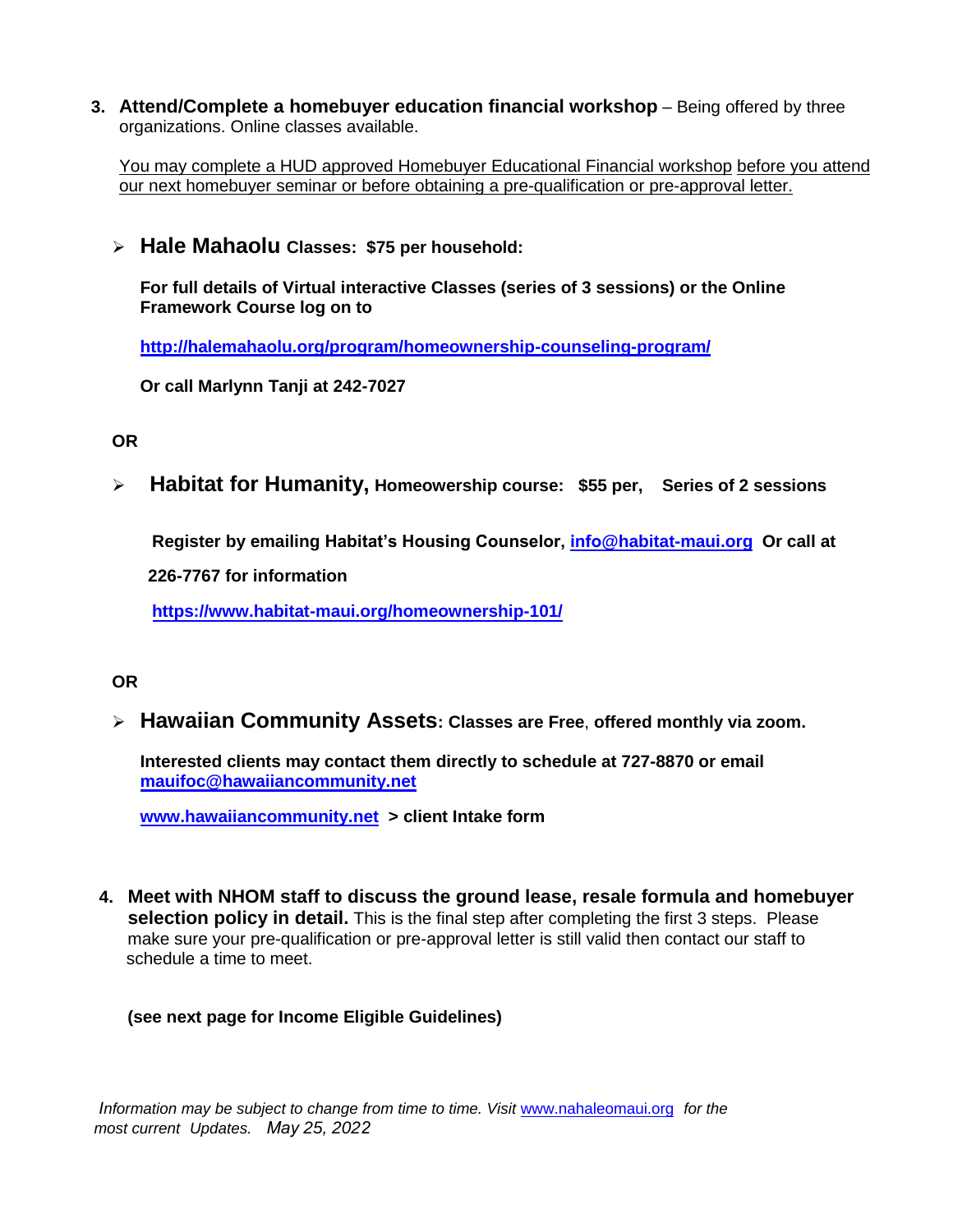3. **Attend/Complete a homebuyer education financial workshop** – Being offered by three organizations. Online classes available.

   <u>You may complete a HUD approved Homebuyer Educational Financial workshop before you attend our next homebuyer seminar or before obtaining a pre-qualification or pre-approval letter.</u>

   - **Hale Mahaolu Classes: $75 per household:**

     **For full details of Virtual interactive Classes (series of 3 sessions) or the Online Framework Course log on to**

     **http://halemahaolu.org/program/homeownership-counseling-program/**

     **Or call Marlynn Tanji at 242-7027**

   **OR**

   - **Habitat for Humanity, Homeowership course: $55 per, Series of 2 sessions**

     **Register by emailing Habitat's Housing Counselor, info@habitat-maui.org Or call at 226-7767 for information**

     **https://www.habitat-maui.org/homeownership-101/**

   **OR**

   - **Hawaiian Community Assets: Classes are Free, offered monthly via zoom.**

     **Interested clients may contact them directly to schedule at 727-8870 or email mauifoc@hawaiiancommunity.net**

     **www.hawaiiancommunity.net > client Intake form**

4. **Meet with NHOM staff to discuss the ground lease, resale formula and homebuyer selection policy in detail.** This is the final step after completing the first 3 steps. Please make sure your pre-qualification or pre-approval letter is still valid then contact our staff to schedule a time to meet.

   **(see next page for Income Eligible Guidelines)**

*Information may be subject to change from time to time. Visit www.nahaleomaui.org for the most current Updates. May 25, 2022*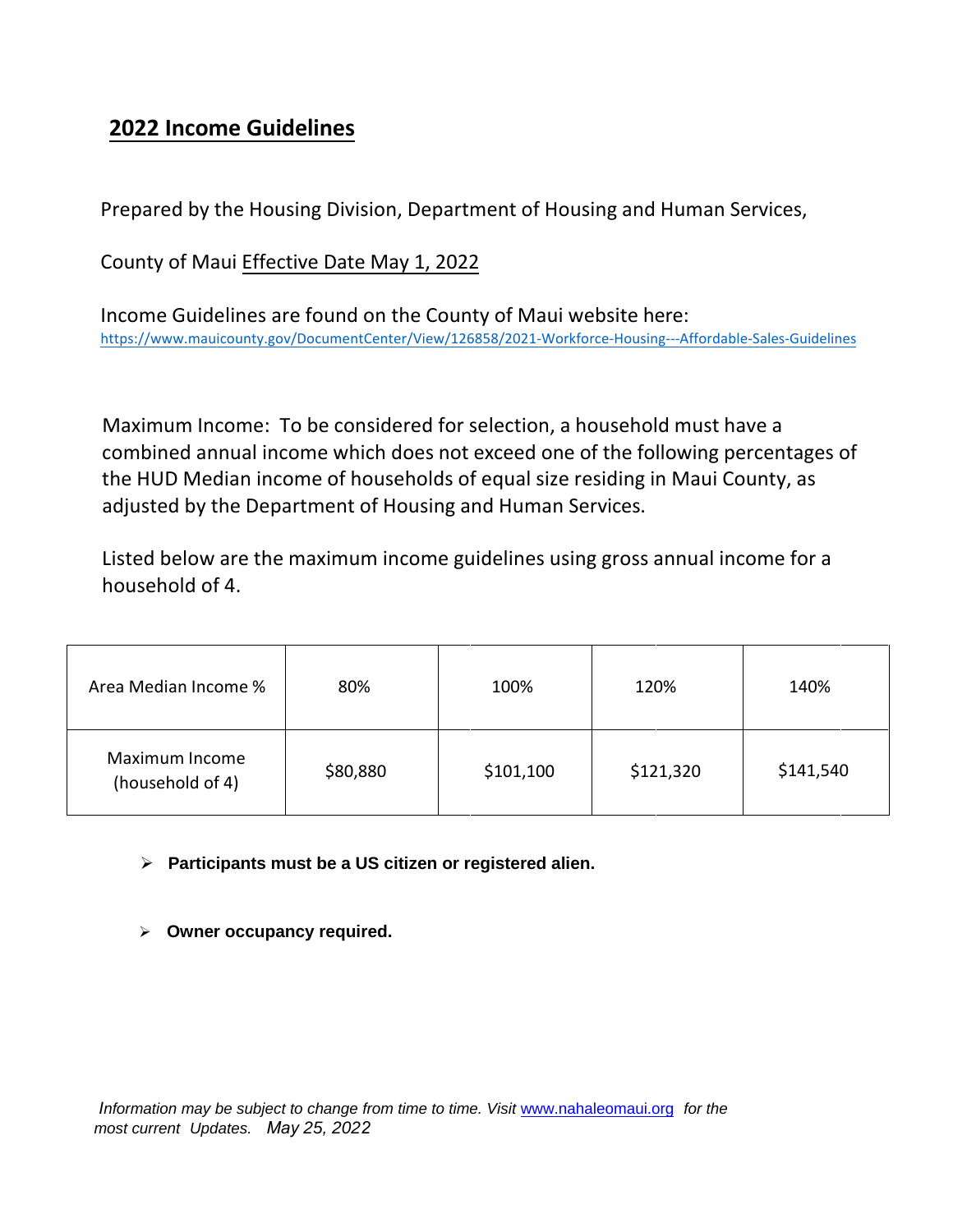## 2022 Income Guidelines

Prepared by the Housing Division, Department of Housing and Human Services,

County of Maui Effective Date May 1, 2022

Income Guidelines are found on the County of Maui website here:
https://www.mauicounty.gov/DocumentCenter/View/126858/2021-Workforce-Housing---Affordable-Sales-Guidelines

Maximum Income: To be considered for selection, a household must have a combined annual income which does not exceed one of the following percentages of the HUD Median income of households of equal size residing in Maui County, as adjusted by the Department of Housing and Human Services.

Listed below are the maximum income guidelines using gross annual income for a household of 4.

| Area Median Income % | 80% | 100% | 120% | 140% |
|---|---|---|---|---|
| Maximum Income (household of 4) | $80,880 | $101,100 | $121,320 | $141,540 |

- **Participants must be a US citizen or registered alien.**
- **Owner occupancy required.**

*Information may be subject to change from time to time. Visit www.nahaleomaui.org for the most current Updates. May 25, 2022*